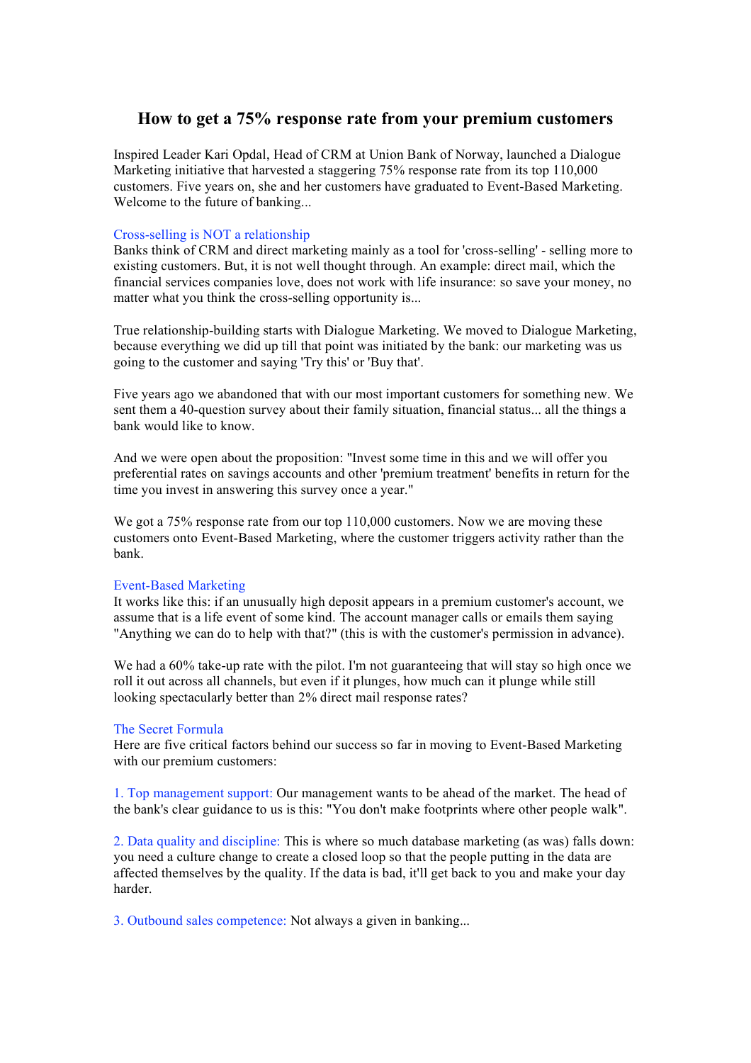# How to get a 75% response rate from your premium customers

Inspired Leader Kari Opdal, Head of CRM at Union Bank of Norway, launched a Dialogue Marketing initiative that harvested a staggering 75% response rate from its top 110,000 customers. Five years on, she and her customers have graduated to Event-Based Marketing. Welcome to the future of banking...

## Cross-selling is NOT a relationship

Banks think of CRM and direct marketing mainly as a tool for 'cross-selling' - selling more to existing customers. But, it is not well thought through. An example: direct mail, which the financial services companies love, does not work with life insurance: so save your money, no matter what you think the cross-selling opportunity is...

True relationship-building starts with Dialogue Marketing. We moved to Dialogue Marketing, because everything we did up till that point was initiated by the bank: our marketing was us going to the customer and saying 'Try this' or 'Buy that'.

Five years ago we abandoned that with our most important customers for something new. We sent them a 40-question survey about their family situation, financial status... all the things a bank would like to know.

And we were open about the proposition: "Invest some time in this and we will offer you preferential rates on savings accounts and other 'premium treatment' benefits in return for the time you invest in answering this survey once a year."

We got a 75% response rate from our top 110,000 customers. Now we are moving these customers onto Event-Based Marketing, where the customer triggers activity rather than the bank.

## Event-Based Marketing

It works like this: if an unusually high deposit appears in a premium customer's account, we assume that is a life event of some kind. The account manager calls or emails them saying "Anything we can do to help with that?" (this is with the customer's permission in advance).

We had a 60% take-up rate with the pilot. I'm not guaranteeing that will stay so high once we roll it out across all channels, but even if it plunges, how much can it plunge while still looking spectacularly better than 2% direct mail response rates?

## The Secret Formula

Here are five critical factors behind our success so far in moving to Event-Based Marketing with our premium customers:

1. Top management support: Our management wants to be ahead of the market. The head of the bank's clear guidance to us is this: "You don't make footprints where other people walk".

2. Data quality and discipline: This is where so much database marketing (as was) falls down: you need a culture change to create a closed loop so that the people putting in the data are affected themselves by the quality. If the data is bad, it'll get back to you and make your day harder.

3. Outbound sales competence: Not always a given in banking...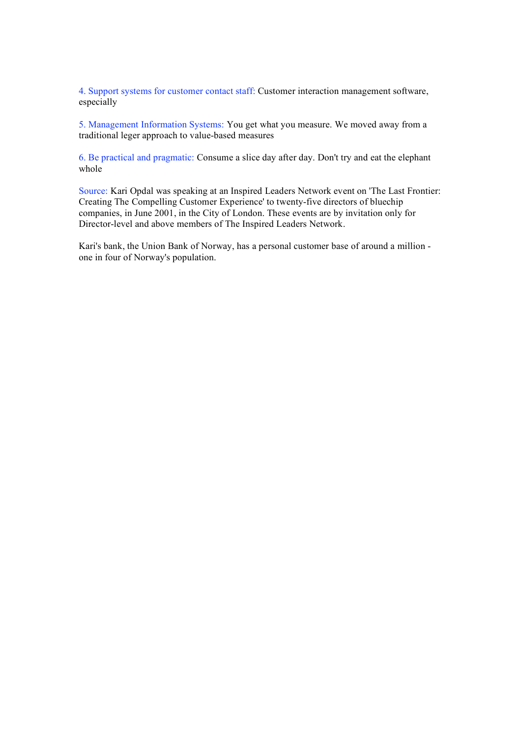4. Support systems for customer contact staff: Customer interaction management software, especially

5. Management Information Systems: You get what you measure. We moved away from a traditional leger approach to value-based measures

6. Be practical and pragmatic: Consume a slice day after day. Don't try and eat the elephant whole

Source: Kari Opdal was speaking at an Inspired Leaders Network event on 'The Last Frontier: Creating The Compelling Customer Experience' to twenty-five directors of bluechip companies, in June 2001, in the City of London. These events are by invitation only for Director-level and above members of The Inspired Leaders Network.

Kari's bank, the Union Bank of Norway, has a personal customer base of around a million - one in four of Norway's population.